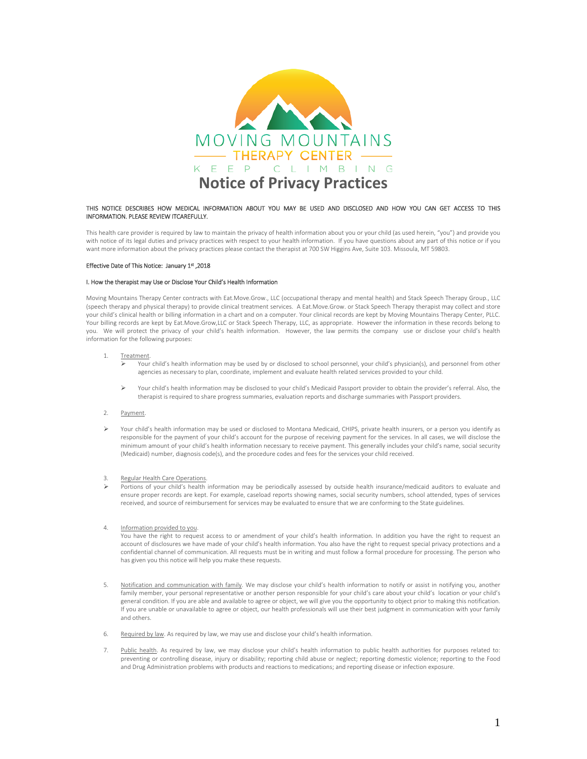MOVING MOUNTAINS

THERAPY CENTER

KEEP CLIMBING

# Notice of Privacy Practices

THIS NOTICE DESCRIBES HOW MEDICAL INFORMATION ABOUT YOU MAY BE USED AND DISCLOSED AND HOW YOU CAN GET ACCESS TO THIS INFORMATION. PLEASE REVIEW ITCAREFULLY.

This health care provider is required by law to maintain the privacy of health information about you or your child (as used herein, "you") and provide you with notice of its legal duties and privacy practices with respect to your health information. If you have questions about any part of this notice or if you want more information about the privacy practices please contact the therapist at 700 SW Higgins Ave, Suite 103. Missoula, MT 59803.

Effective Date of This Notice: January 1st ,2018

I. How the therapist may Use or Disclose Your Child's Health Information

Moving Mountains Therapy Center contracts with Eat.Move.Grow., LLC (occupational therapy and mental health) and Stack Speech Therapy Group., LLC (speech therapy and physical therapy) to provide clinical treatment services. A Eat.Move.Grow. or Stack Speech Therapy therapist may collect and store your child's clinical health or billing information in a chart and on a computer. Your clinical records are kept by Moving Mountains Therapy Center, PLLC. Your billing records are kept by Eat.Move.Grow,LLC or Stack Speech Therapy, LLC, as appropriate. However the information in these records belong to you. We will protect the privacy of your child's health information. However, the law permits the company use or disclose your child's health information for the following purposes:

1. Treatment.
   - Your child's health information may be used by or disclosed to school personnel, your child's physician(s), and personnel from other agencies as necessary to plan, coordinate, implement and evaluate health related services provided to your child.
   - Your child's health information may be disclosed to your child's Medicaid Passport provider to obtain the provider's referral. Also, the therapist is required to share progress summaries, evaluation reports and discharge summaries with Passport providers.

2. Payment.

- Your child's health information may be used or disclosed to Montana Medicaid, CHIPS, private health insurers, or a person you identify as responsible for the payment of your child's account for the purpose of receiving payment for the services. In all cases, we will disclose the minimum amount of your child's health information necessary to receive payment. This generally includes your child's name, social security (Medicaid) number, diagnosis code(s), and the procedure codes and fees for the services your child received.

3. Regular Health Care Operations.

- Portions of your child's health information may be periodically assessed by outside health insurance/medicaid auditors to evaluate and ensure proper records are kept. For example, caseload reports showing names, social security numbers, school attended, types of services received, and source of reimbursement for services may be evaluated to ensure that we are conforming to the State guidelines.

4. Information provided to you.
   You have the right to request access to or amendment of your child's health information. In addition you have the right to request an account of disclosures we have made of your child's health information. You also have the right to request special privacy protections and a confidential channel of communication. All requests must be in writing and must follow a formal procedure for processing. The person who has given you this notice will help you make these requests.

5. Notification and communication with family. We may disclose your child's health information to notify or assist in notifying you, another family member, your personal representative or another person responsible for your child's care about your child's location or your child's general condition. If you are able and available to agree or object, we will give you the opportunity to object prior to making this notification. If you are unable or unavailable to agree or object, our health professionals will use their best judgment in communication with your family and others.

6. Required by law. As required by law, we may use and disclose your child's health information.

7. Public health. As required by law, we may disclose your child's health information to public health authorities for purposes related to: preventing or controlling disease, injury or disability; reporting child abuse or neglect; reporting domestic violence; reporting to the Food and Drug Administration problems with products and reactions to medications; and reporting disease or infection exposure.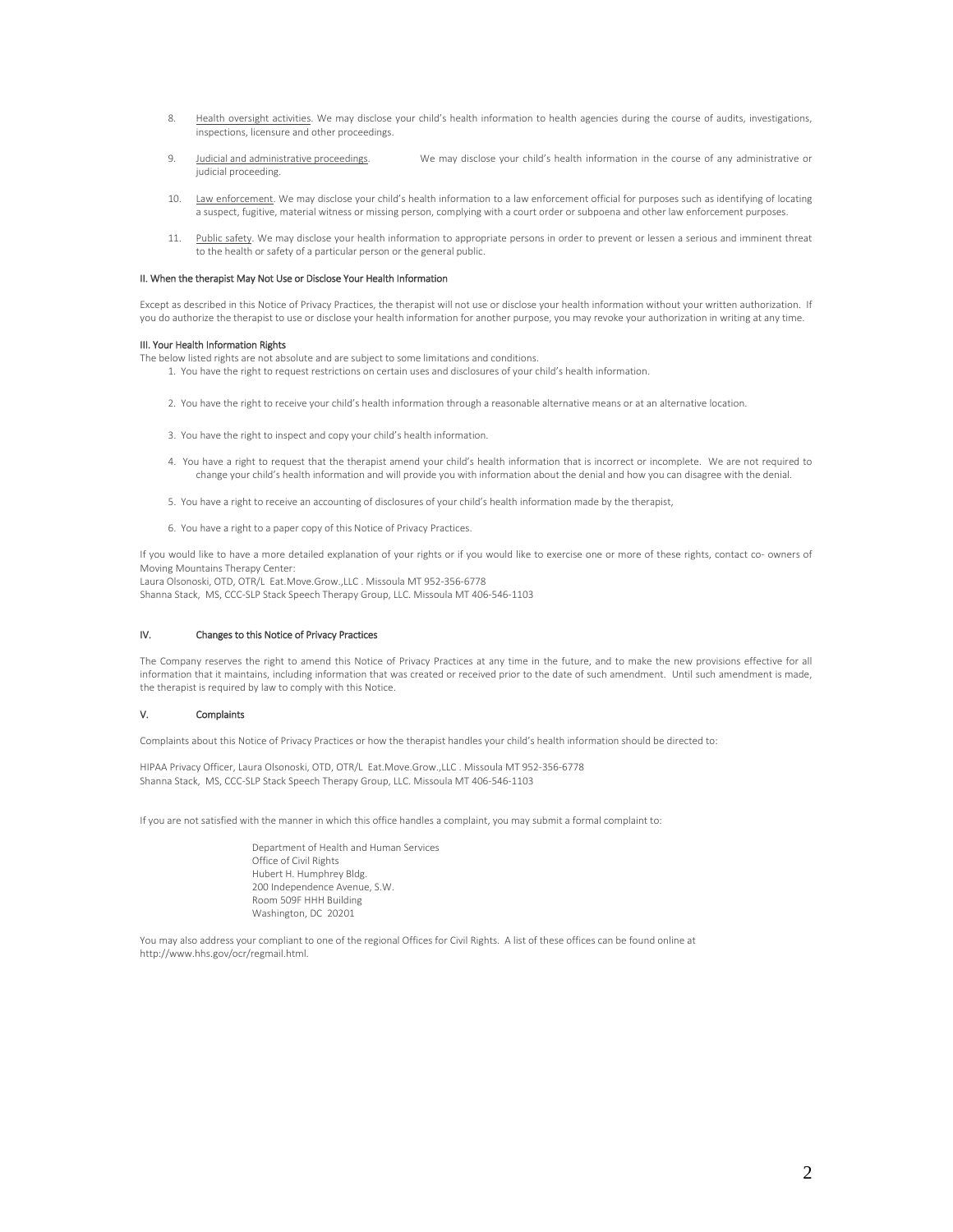8. Health oversight activities. We may disclose your child's health information to health agencies during the course of audits, investigations, inspections, licensure and other proceedings.

9. Judicial and administrative proceedings. We may disclose your child's health information in the course of any administrative or judicial proceeding.

10. Law enforcement. We may disclose your child's health information to a law enforcement official for purposes such as identifying of locating a suspect, fugitive, material witness or missing person, complying with a court order or subpoena and other law enforcement purposes.

11. Public safety. We may disclose your health information to appropriate persons in order to prevent or lessen a serious and imminent threat to the health or safety of a particular person or the general public.

### II. When the therapist May Not Use or Disclose Your Health Information

Except as described in this Notice of Privacy Practices, the therapist will not use or disclose your health information without your written authorization. If you do authorize the therapist to use or disclose your health information for another purpose, you may revoke your authorization in writing at any time.

### III. Your Health Information Rights

The below listed rights are not absolute and are subject to some limitations and conditions.

1. You have the right to request restrictions on certain uses and disclosures of your child's health information.

2. You have the right to receive your child's health information through a reasonable alternative means or at an alternative location.

3. You have the right to inspect and copy your child's health information.

4. You have a right to request that the therapist amend your child's health information that is incorrect or incomplete. We are not required to change your child's health information and will provide you with information about the denial and how you can disagree with the denial.

5. You have a right to receive an accounting of disclosures of your child's health information made by the therapist,

6. You have a right to a paper copy of this Notice of Privacy Practices.

If you would like to have a more detailed explanation of your rights or if you would like to exercise one or more of these rights, contact co- owners of Moving Mountains Therapy Center:
Laura Olsonoski, OTD, OTR/L Eat.Move.Grow.,LLC . Missoula MT 952-356-6778
Shanna Stack, MS, CCC-SLP Stack Speech Therapy Group, LLC. Missoula MT 406-546-1103

### IV. Changes to this Notice of Privacy Practices

The Company reserves the right to amend this Notice of Privacy Practices at any time in the future, and to make the new provisions effective for all information that it maintains, including information that was created or received prior to the date of such amendment. Until such amendment is made, the therapist is required by law to comply with this Notice.

### V. Complaints

Complaints about this Notice of Privacy Practices or how the therapist handles your child's health information should be directed to:

HIPAA Privacy Officer, Laura Olsonoski, OTD, OTR/L Eat.Move.Grow.,LLC . Missoula MT 952-356-6778
Shanna Stack, MS, CCC-SLP Stack Speech Therapy Group, LLC. Missoula MT 406-546-1103

If you are not satisfied with the manner in which this office handles a complaint, you may submit a formal complaint to:

Department of Health and Human Services
Office of Civil Rights
Hubert H. Humphrey Bldg.
200 Independence Avenue, S.W.
Room 509F HHH Building
Washington, DC 20201

You may also address your compliant to one of the regional Offices for Civil Rights. A list of these offices can be found online at http://www.hhs.gov/ocr/regmail.html.